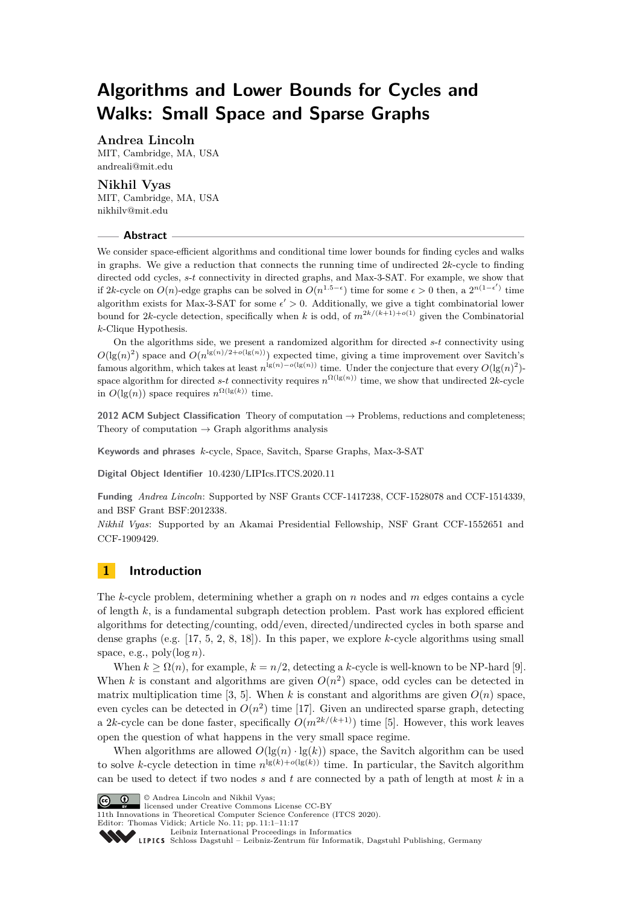# Algorithms and Lower Bounds for Cycles and Walks: Small Space and Sparse Graphs

**Andrea Lincoln**
MIT, Cambridge, MA, USA
andreali@mit.edu

**Nikhil Vyas**
MIT, Cambridge, MA, USA
nikhilv@mit.edu

## Abstract

We consider space-efficient algorithms and conditional time lower bounds for finding cycles and walks in graphs. We give a reduction that connects the running time of undirected $2k$-cycle to finding directed odd cycles, $s$-$t$ connectivity in directed graphs, and Max-3-SAT. For example, we show that if $2k$-cycle on $O(n)$-edge graphs can be solved in $O(n^{1.5-\epsilon})$ time for some $\epsilon > 0$ then, a $2^{n(1-\epsilon')}$ time algorithm exists for Max-3-SAT for some $\epsilon' > 0$. Additionally, we give a tight combinatorial lower bound for $2k$-cycle detection, specifically when $k$ is odd, of $m^{2k/(k+1)+o(1)}$ given the Combinatorial $k$-Clique Hypothesis.

On the algorithms side, we present a randomized algorithm for directed $s$-$t$ connectivity using $O(\lg(n)^2)$ space and $O(n^{\lg(n)/2+o(\lg(n))})$ expected time, giving a time improvement over Savitch's famous algorithm, which takes at least $n^{\lg(n)-o(\lg(n))}$ time. Under the conjecture that every $O(\lg(n)^2)$-space algorithm for directed $s$-$t$ connectivity requires $n^{\Omega(\lg(n))}$ time, we show that undirected $2k$-cycle in $O(\lg(n))$ space requires $n^{\Omega(\lg(k))}$ time.

**2012 ACM Subject Classification** Theory of computation → Problems, reductions and completeness; Theory of computation → Graph algorithms analysis

**Keywords and phrases** $k$-cycle, Space, Savitch, Sparse Graphs, Max-3-SAT

**Digital Object Identifier** 10.4230/LIPIcs.ITCS.2020.11

**Funding** *Andrea Lincoln*: Supported by NSF Grants CCF-1417238, CCF-1528078 and CCF-1514339, and BSF Grant BSF:2012338.
*Nikhil Vyas*: Supported by an Akamai Presidential Fellowship, NSF Grant CCF-1552651 and CCF-1909429.

## 1 Introduction

The $k$-cycle problem, determining whether a graph on $n$ nodes and $m$ edges contains a cycle of length $k$, is a fundamental subgraph detection problem. Past work has explored efficient algorithms for detecting/counting, odd/even, directed/undirected cycles in both sparse and dense graphs (e.g. [17, 5, 2, 8, 18]). In this paper, we explore $k$-cycle algorithms using small space, e.g., poly$(\log n)$.

When $k \geq \Omega(n)$, for example, $k = n/2$, detecting a $k$-cycle is well-known to be NP-hard [9]. When $k$ is constant and algorithms are given $O(n^2)$ space, odd cycles can be detected in matrix multiplication time [3, 5]. When $k$ is constant and algorithms are given $O(n)$ space, even cycles can be detected in $O(n^2)$ time [17]. Given an undirected sparse graph, detecting a $2k$-cycle can be done faster, specifically $O(m^{2k/(k+1)})$ time [5]. However, this work leaves open the question of what happens in the very small space regime.

When algorithms are allowed $O(\lg(n) \cdot \lg(k))$ space, the Savitch algorithm can be used to solve $k$-cycle detection in time $n^{\lg(k)+o(\lg(k))}$ time. In particular, the Savitch algorithm can be used to detect if two nodes $s$ and $t$ are connected by a path of length at most $k$ in a

© Andrea Lincoln and Nikhil Vyas;
licensed under Creative Commons License CC-BY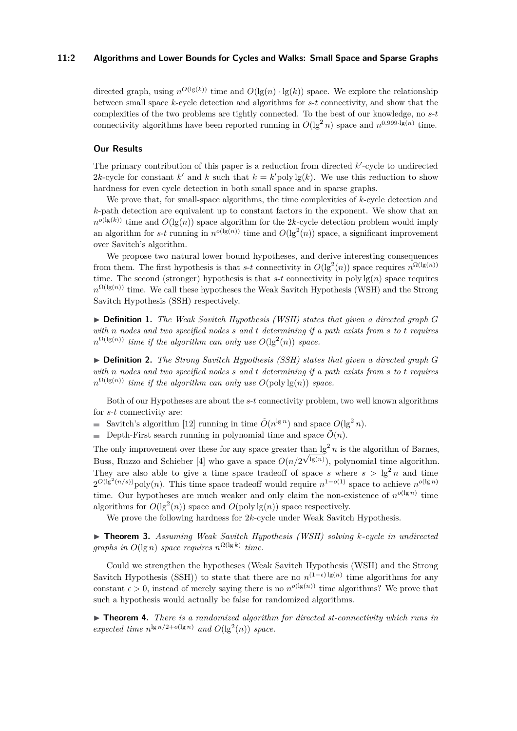directed graph, using $n^{O(\lg(k))}$ time and $O(\lg(n) \cdot \lg(k))$ space. We explore the relationship between small space $k$-cycle detection and algorithms for $s$-$t$ connectivity, and show that the complexities of the two problems are tightly connected. To the best of our knowledge, no $s$-$t$ connectivity algorithms have been reported running in $O(\lg^2 n)$ space and $n^{0.999 \cdot \lg(n)}$ time.

### Our Results

The primary contribution of this paper is a reduction from directed $k'$-cycle to undirected $2k$-cycle for constant $k'$ and $k$ such that $k = k' \text{poly} \lg(k)$. We use this reduction to show hardness for even cycle detection in both small space and in sparse graphs.

We prove that, for small-space algorithms, the time complexities of $k$-cycle detection and $k$-path detection are equivalent up to constant factors in the exponent. We show that an $n^{o(\lg(k))}$ time and $O(\lg(n))$ space algorithm for the $2k$-cycle detection problem would imply an algorithm for $s$-$t$ running in $n^{o(\lg(n))}$ time and $O(\lg^2(n))$ space, a significant improvement over Savitch's algorithm.

We propose two natural lower bound hypotheses, and derive interesting consequences from them. The first hypothesis is that $s$-$t$ connectivity in $O(\lg^2(n))$ space requires $n^{\Omega(\lg(n))}$ time. The second (stronger) hypothesis is that $s$-$t$ connectivity in $\text{poly} \lg(n)$ space requires $n^{\Omega(\lg(n))}$ time. We call these hypotheses the Weak Savitch Hypothesis (WSH) and the Strong Savitch Hypothesis (SSH) respectively.

▶ **Definition 1.** *The Weak Savitch Hypothesis (WSH) states that given a directed graph $G$ with $n$ nodes and two specified nodes $s$ and $t$ determining if a path exists from $s$ to $t$ requires $n^{\Omega(\lg(n))}$ time if the algorithm can only use $O(\lg^2(n))$ space.*

▶ **Definition 2.** *The Strong Savitch Hypothesis (SSH) states that given a directed graph $G$ with $n$ nodes and two specified nodes $s$ and $t$ determining if a path exists from $s$ to $t$ requires $n^{\Omega(\lg(n))}$ time if the algorithm can only use $O(\text{poly} \lg(n))$ space.*

Both of our Hypotheses are about the $s$-$t$ connectivity problem, two well known algorithms for $s$-$t$ connectivity are:

- Savitch's algorithm [12] running in time $\tilde{O}(n^{\lg n})$ and space $O(\lg^2 n)$.
- Depth-First search running in polynomial time and space $\tilde{O}(n)$.

The only improvement over these for any space greater than $\lg^2 n$ is the algorithm of Barnes, Buss, Ruzzo and Schieber [4] who gave a space $O(n/2^{\sqrt{\lg(n)}})$, polynomial time algorithm. They are also able to give a time space tradeoff of space $s$ where $s > \lg^2 n$ and time $2^{O(\lg^2(n/s))}\text{poly}(n)$. This time space tradeoff would require $n^{1-o(1)}$ space to achieve $n^{o(\lg n)}$ time. Our hypotheses are much weaker and only claim the non-existence of $n^{o(\lg n)}$ time algorithms for $O(\lg^2(n))$ space and $O(\text{poly} \lg(n))$ space respectively.

We prove the following hardness for $2k$-cycle under Weak Savitch Hypothesis.

▶ **Theorem 3.** *Assuming Weak Savitch Hypothesis (WSH) solving $k$-cycle in undirected graphs in $O(\lg n)$ space requires $n^{\Omega(\lg k)}$ time.*

Could we strengthen the hypotheses (Weak Savitch Hypothesis (WSH) and the Strong Savitch Hypothesis (SSH)) to state that there are no $n^{(1-\epsilon)\lg(n)}$ time algorithms for any constant $\epsilon > 0$, instead of merely saying there is no $n^{o(\lg(n))}$ time algorithms? We prove that such a hypothesis would actually be false for randomized algorithms.

▶ **Theorem 4.** *There is a randomized algorithm for directed st-connectivity which runs in expected time $n^{\lg n/2 + o(\lg n)}$ and $O(\lg^2(n))$ space.*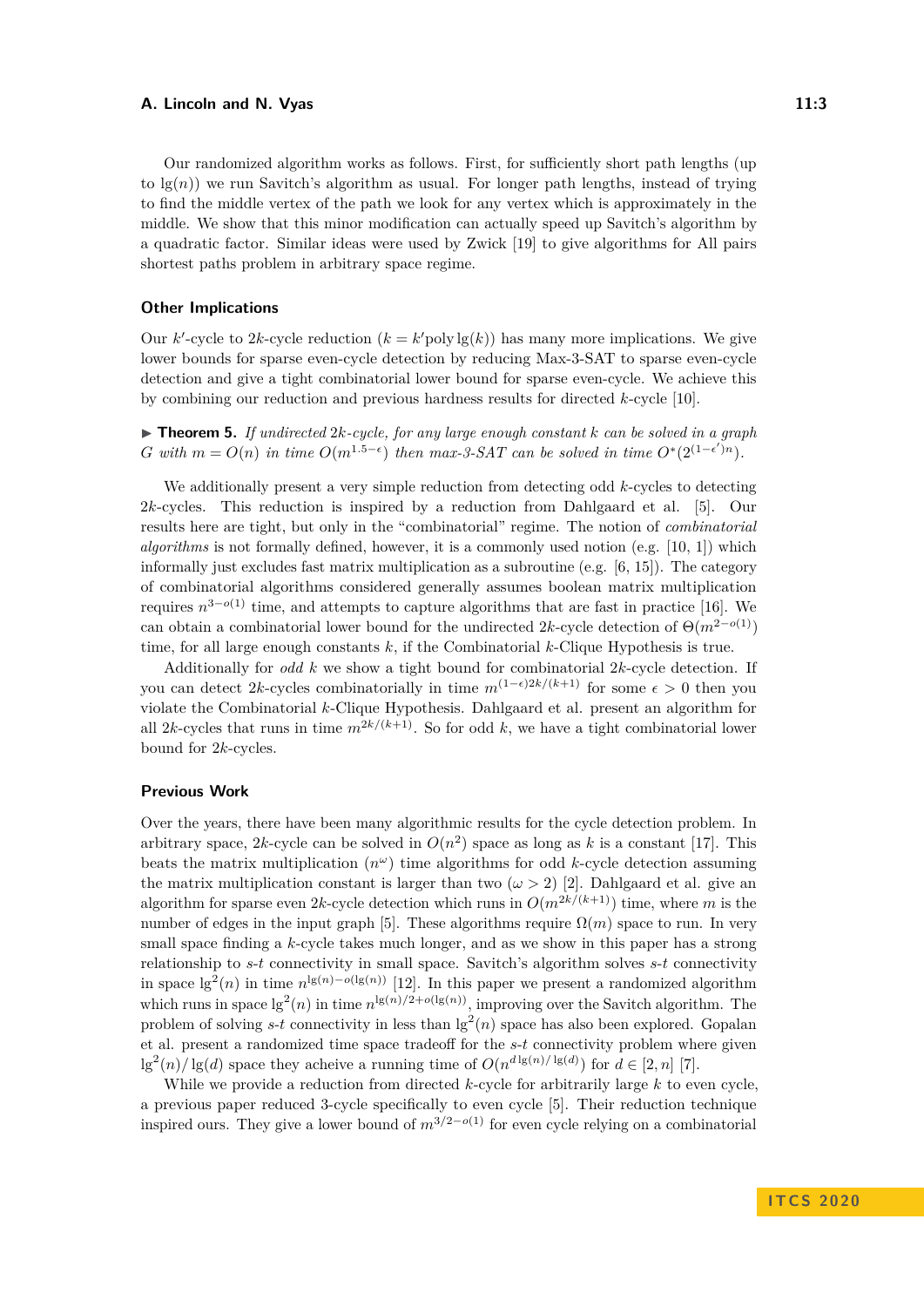Our randomized algorithm works as follows. First, for sufficiently short path lengths (up to $\lg(n)$) we run Savitch's algorithm as usual. For longer path lengths, instead of trying to find the middle vertex of the path we look for any vertex which is approximately in the middle. We show that this minor modification can actually speed up Savitch's algorithm by a quadratic factor. Similar ideas were used by Zwick [19] to give algorithms for All pairs shortest paths problem in arbitrary space regime.

### Other Implications

Our $k'$-cycle to $2k$-cycle reduction ($k = k'\text{poly}\lg(k)$) has many more implications. We give lower bounds for sparse even-cycle detection by reducing Max-3-SAT to sparse even-cycle detection and give a tight combinatorial lower bound for sparse even-cycle. We achieve this by combining our reduction and previous hardness results for directed $k$-cycle [10].

▶ **Theorem 5.** *If undirected $2k$-cycle, for any large enough constant $k$ can be solved in a graph $G$ with $m = O(n)$ in time $O(m^{1.5-\epsilon})$ then max-3-SAT can be solved in time $O^*(2^{(1-\epsilon')n})$.*

We additionally present a very simple reduction from detecting odd $k$-cycles to detecting $2k$-cycles. This reduction is inspired by a reduction from Dahlgaard et al. [5]. Our results here are tight, but only in the "combinatorial" regime. The notion of *combinatorial algorithms* is not formally defined, however, it is a commonly used notion (e.g. [10, 1]) which informally just excludes fast matrix multiplication as a subroutine (e.g. [6, 15]). The category of combinatorial algorithms considered generally assumes boolean matrix multiplication requires $n^{3-o(1)}$ time, and attempts to capture algorithms that are fast in practice [16]. We can obtain a combinatorial lower bound for the undirected $2k$-cycle detection of $\Theta(m^{2-o(1)})$ time, for all large enough constants $k$, if the Combinatorial $k$-Clique Hypothesis is true.

Additionally for *odd* $k$ we show a tight bound for combinatorial $2k$-cycle detection. If you can detect $2k$-cycles combinatorially in time $m^{(1-\epsilon)2k/(k+1)}$ for some $\epsilon > 0$ then you violate the Combinatorial $k$-Clique Hypothesis. Dahlgaard et al. present an algorithm for all $2k$-cycles that runs in time $m^{2k/(k+1)}$. So for odd $k$, we have a tight combinatorial lower bound for $2k$-cycles.

### Previous Work

Over the years, there have been many algorithmic results for the cycle detection problem. In arbitrary space, $2k$-cycle can be solved in $O(n^2)$ space as long as $k$ is a constant [17]. This beats the matrix multiplication ($n^\omega$) time algorithms for odd $k$-cycle detection assuming the matrix multiplication constant is larger than two ($\omega > 2$) [2]. Dahlgaard et al. give an algorithm for sparse even $2k$-cycle detection which runs in $O(m^{2k/(k+1)})$ time, where $m$ is the number of edges in the input graph [5]. These algorithms require $\Omega(m)$ space to run. In very small space finding a $k$-cycle takes much longer, and as we show in this paper has a strong relationship to $s$-$t$ connectivity in small space. Savitch's algorithm solves $s$-$t$ connectivity in space $\lg^2(n)$ in time $n^{\lg(n)-o(\lg(n))}$ [12]. In this paper we present a randomized algorithm which runs in space $\lg^2(n)$ in time $n^{\lg(n)/2+o(\lg(n))}$, improving over the Savitch algorithm. The problem of solving $s$-$t$ connectivity in less than $\lg^2(n)$ space has also been explored. Gopalan et al. present a randomized time space tradeoff for the $s$-$t$ connectivity problem where given $\lg^2(n)/\lg(d)$ space they acheive a running time of $O(n^{d\lg(n)/\lg(d)})$ for $d \in [2, n]$ [7].

While we provide a reduction from directed $k$-cycle for arbitrarily large $k$ to even cycle, a previous paper reduced 3-cycle specifically to even cycle [5]. Their reduction technique inspired ours. They give a lower bound of $m^{3/2-o(1)}$ for even cycle relying on a combinatorial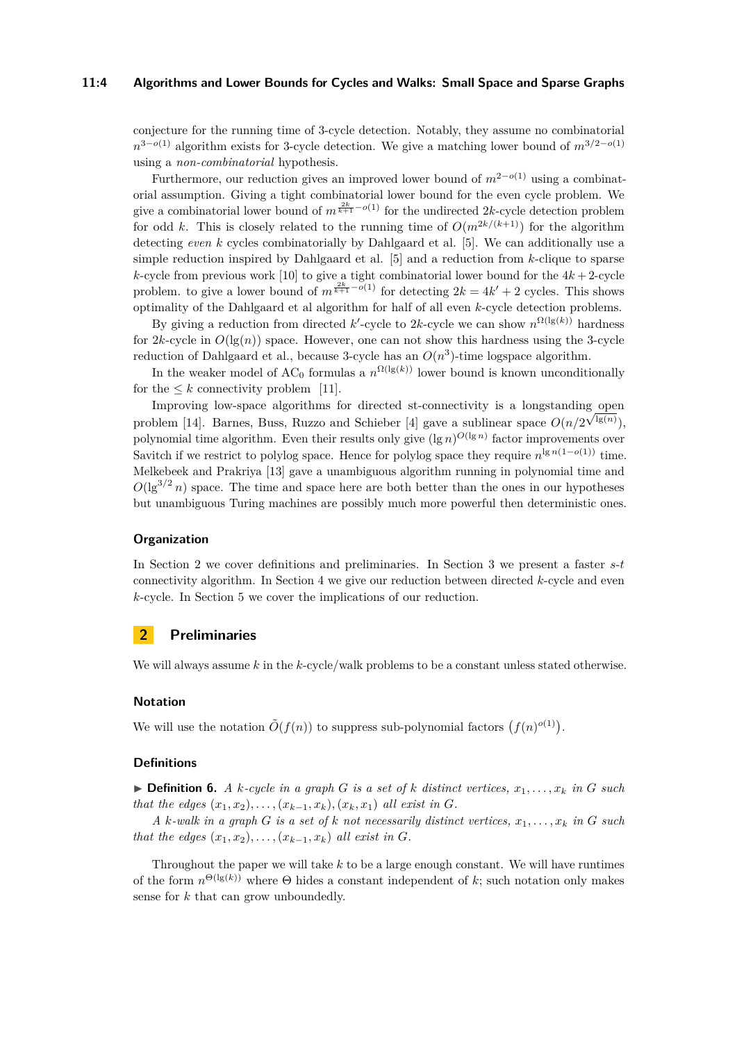conjecture for the running time of 3-cycle detection. Notably, they assume no combinatorial $n^{3-o(1)}$ algorithm exists for 3-cycle detection. We give a matching lower bound of $m^{3/2-o(1)}$ using a *non-combinatorial* hypothesis.

Furthermore, our reduction gives an improved lower bound of $m^{2-o(1)}$ using a combinatorial assumption. Giving a tight combinatorial lower bound for the even cycle problem. We give a combinatorial lower bound of $m^{\frac{2k}{k+1}-o(1)}$ for the undirected $2k$-cycle detection problem for odd $k$. This is closely related to the running time of $O(m^{2k/(k+1)})$ for the algorithm detecting *even* $k$ cycles combinatorially by Dahlgaard et al. [5]. We can additionally use a simple reduction inspired by Dahlgaard et al. [5] and a reduction from $k$-clique to sparse $k$-cycle from previous work [10] to give a tight combinatorial lower bound for the $4k+2$-cycle problem. to give a lower bound of $m^{\frac{2k}{k+1}-o(1)}$ for detecting $2k = 4k'+2$ cycles. This shows optimality of the Dahlgaard et al algorithm for half of all even $k$-cycle detection problems.

By giving a reduction from directed $k'$-cycle to $2k$-cycle we can show $n^{\Omega(\lg(k))}$ hardness for $2k$-cycle in $O(\lg(n))$ space. However, one can not show this hardness using the 3-cycle reduction of Dahlgaard et al., because 3-cycle has an $O(n^3)$-time logspace algorithm.

In the weaker model of $AC_0$ formulas a $n^{\Omega(\lg(k))}$ lower bound is known unconditionally for the $\leq k$ connectivity problem [11].

Improving low-space algorithms for directed st-connectivity is a longstanding open problem [14]. Barnes, Buss, Ruzzo and Schieber [4] gave a sublinear space $O(n/2^{\sqrt{\lg(n)}})$, polynomial time algorithm. Even their results only give $(\lg n)^{O(\lg n)}$ factor improvements over Savitch if we restrict to polylog space. Hence for polylog space they require $n^{\lg n(1-o(1))}$ time. Melkebeek and Prakriya [13] gave a unambiguous algorithm running in polynomial time and $O(\lg^{3/2} n)$ space. The time and space here are both better than the ones in our hypotheses but unambiguous Turing machines are possibly much more powerful then deterministic ones.

### Organization

In Section 2 we cover definitions and preliminaries. In Section 3 we present a faster $s$-$t$ connectivity algorithm. In Section 4 we give our reduction between directed $k$-cycle and even $k$-cycle. In Section 5 we cover the implications of our reduction.

## 2 Preliminaries

We will always assume $k$ in the $k$-cycle/walk problems to be a constant unless stated otherwise.

### Notation

We will use the notation $\tilde{O}(f(n))$ to suppress sub-polynomial factors $\left(f(n)^{o(1)}\right)$.

### Definitions

▶ **Definition 6.** *A $k$-cycle in a graph $G$ is a set of $k$ distinct vertices, $x_1, \ldots, x_k$ in $G$ such that the edges $(x_1, x_2), \ldots, (x_{k-1}, x_k), (x_k, x_1)$ all exist in $G$.*

*A $k$-walk in a graph $G$ is a set of $k$ not necessarily distinct vertices, $x_1, \ldots, x_k$ in $G$ such that the edges $(x_1, x_2), \ldots, (x_{k-1}, x_k)$ all exist in $G$.*

Throughout the paper we will take $k$ to be a large enough constant. We will have runtimes of the form $n^{\Theta(\lg(k))}$ where $\Theta$ hides a constant independent of $k$; such notation only makes sense for $k$ that can grow unboundedly.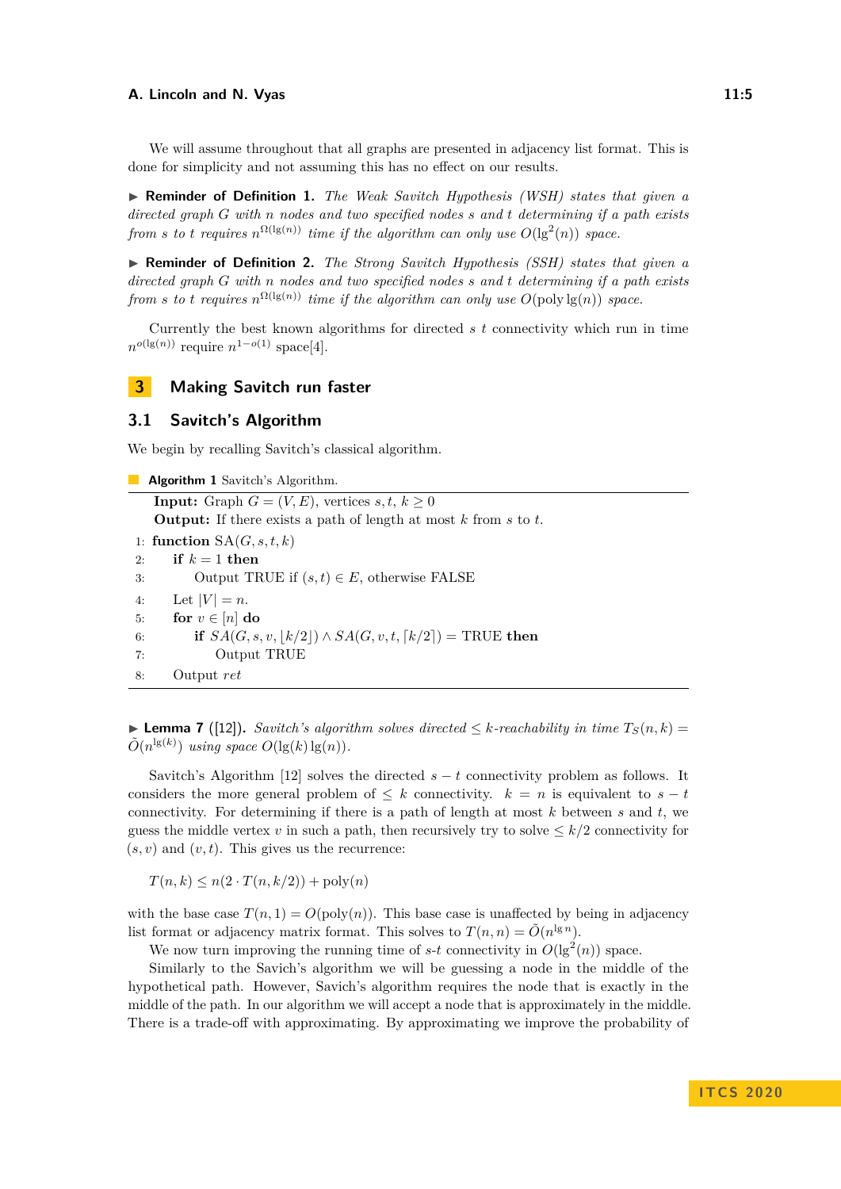We will assume throughout that all graphs are presented in adjacency list format. This is done for simplicity and not assuming this has no effect on our results.

▶ **Reminder of Definition 1.** *The Weak Savitch Hypothesis (WSH) states that given a directed graph $G$ with $n$ nodes and two specified nodes $s$ and $t$ determining if a path exists from $s$ to $t$ requires $n^{\Omega(\lg(n))}$ time if the algorithm can only use $O(\lg^2(n))$ space.*

▶ **Reminder of Definition 2.** *The Strong Savitch Hypothesis (SSH) states that given a directed graph $G$ with $n$ nodes and two specified nodes $s$ and $t$ determining if a path exists from $s$ to $t$ requires $n^{\Omega(\lg(n))}$ time if the algorithm can only use $O(\text{poly}\lg(n))$ space.*

Currently the best known algorithms for directed $s$ $t$ connectivity which run in time $n^{o(\lg(n))}$ require $n^{1-o(1)}$ space[4].

# 3 Making Savitch run faster

## 3.1 Savitch's Algorithm

We begin by recalling Savitch's classical algorithm.

**Algorithm 1** Savitch's Algorithm.

```
Input: Graph G = (V, E), vertices s, t, k ≥ 0
Output: If there exists a path of length at most k from s to t.
1: function SA(G, s, t, k)
2:     if k = 1 then
3:         Output TRUE if (s, t) ∈ E, otherwise FALSE
4:     Let |V| = n.
5:     for v ∈ [n] do
6:         if SA(G, s, v, ⌊k/2⌋) ∧ SA(G, v, t, ⌈k/2⌉) = TRUE then
7:             Output TRUE
8:     Output ret
```

▶ **Lemma 7** ([12]). *Savitch's algorithm solves directed $\leq k$-reachability in time $T_S(n, k) = \tilde{O}(n^{\lg(k)})$ using space $O(\lg(k)\lg(n))$.*

Savitch's Algorithm [12] solves the directed $s-t$ connectivity problem as follows. It considers the more general problem of $\leq k$ connectivity. $k = n$ is equivalent to $s-t$ connectivity. For determining if there is a path of length at most $k$ between $s$ and $t$, we guess the middle vertex $v$ in such a path, then recursively try to solve $\leq k/2$ connectivity for $(s, v)$ and $(v, t)$. This gives us the recurrence:

$$T(n, k) \leq n(2 \cdot T(n, k/2)) + \text{poly}(n)$$

with the base case $T(n, 1) = O(\text{poly}(n))$. This base case is unaffected by being in adjacency list format or adjacency matrix format. This solves to $T(n, n) = \tilde{O}(n^{\lg n})$.

We now turn improving the running time of $s$-$t$ connectivity in $O(\lg^2(n))$ space.

Similarly to the Savich's algorithm we will be guessing a node in the middle of the hypothetical path. However, Savich's algorithm requires the node that is exactly in the middle of the path. In our algorithm we will accept a node that is approximately in the middle. There is a trade-off with approximating. By approximating we improve the probability of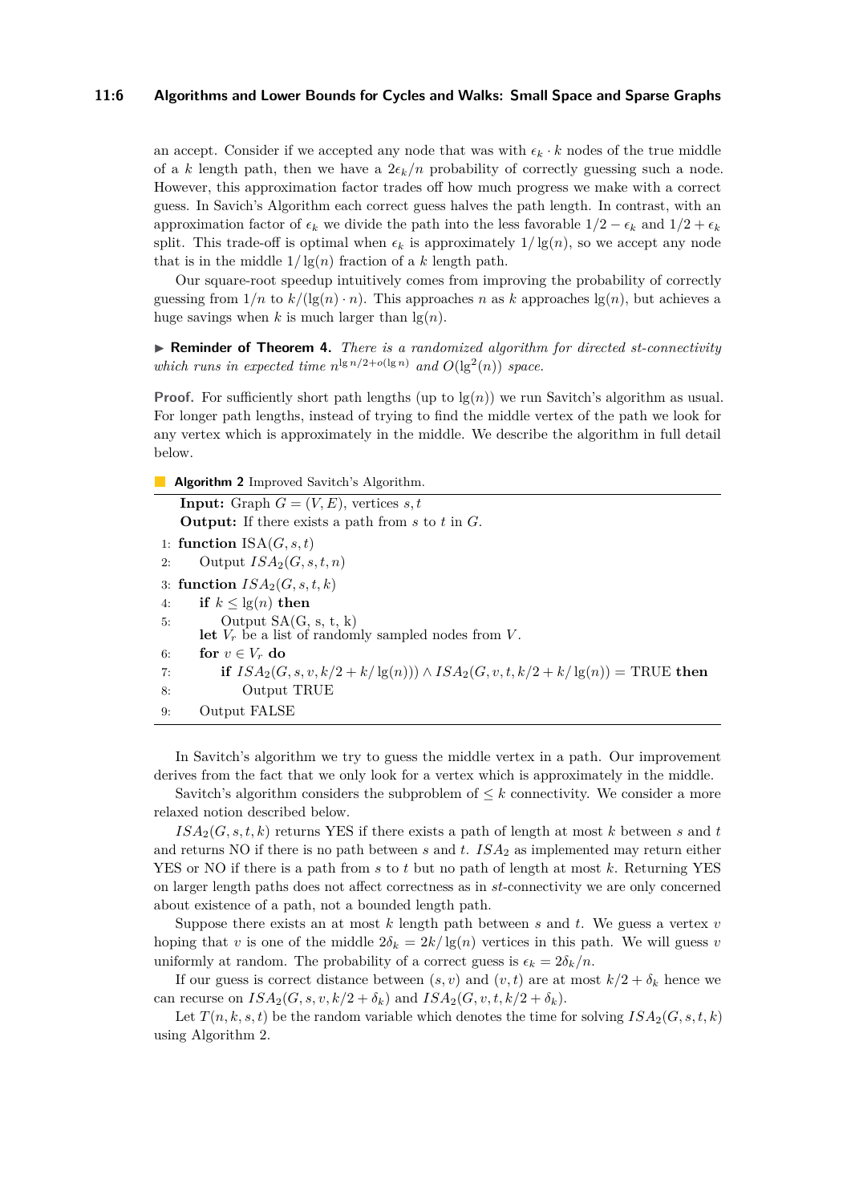an accept. Consider if we accepted any node that was with $\epsilon_k \cdot k$ nodes of the true middle of a $k$ length path, then we have a $2\epsilon_k/n$ probability of correctly guessing such a node. However, this approximation factor trades off how much progress we make with a correct guess. In Savich's Algorithm each correct guess halves the path length. In contrast, with an approximation factor of $\epsilon_k$ we divide the path into the less favorable $1/2 - \epsilon_k$ and $1/2 + \epsilon_k$ split. This trade-off is optimal when $\epsilon_k$ is approximately $1/\lg(n)$, so we accept any node that is in the middle $1/\lg(n)$ fraction of a $k$ length path.

Our square-root speedup intuitively comes from improving the probability of correctly guessing from $1/n$ to $k/(\lg(n) \cdot n)$. This approaches $n$ as $k$ approaches $\lg(n)$, but achieves a huge savings when $k$ is much larger than $\lg(n)$.

▶ **Reminder of Theorem 4.** *There is a randomized algorithm for directed st-connectivity which runs in expected time $n^{\lg n/2+o(\lg n)}$ and $O(\lg^2(n))$ space.*

**Proof.** For sufficiently short path lengths (up to $\lg(n)$) we run Savitch's algorithm as usual. For longer path lengths, instead of trying to find the middle vertex of the path we look for any vertex which is approximately in the middle. We describe the algorithm in full detail below.

**Algorithm 2** Improved Savitch's Algorithm.

```
    Input: Graph G = (V, E), vertices s, t
    Output: If there exists a path from s to t in G.
1: function ISA(G, s, t)
2:     Output ISA_2(G, s, t, n)
3: function ISA_2(G, s, t, k)
4:     if k ≤ lg(n) then
5:         Output SA(G, s, t, k)
       let V_r be a list of randomly sampled nodes from V.
6:     for v ∈ V_r do
7:         if ISA_2(G, s, v, k/2 + k/lg(n))) ∧ ISA_2(G, v, t, k/2 + k/lg(n)) = TRUE then
8:             Output TRUE
9:     Output FALSE
```

In Savitch's algorithm we try to guess the middle vertex in a path. Our improvement derives from the fact that we only look for a vertex which is approximately in the middle.

Savitch's algorithm considers the subproblem of $\leq k$ connectivity. We consider a more relaxed notion described below.

$ISA_2(G, s, t, k)$ returns YES if there exists a path of length at most $k$ between $s$ and $t$ and returns NO if there is no path between $s$ and $t$. $ISA_2$ as implemented may return either YES or NO if there is a path from $s$ to $t$ but no path of length at most $k$. Returning YES on larger length paths does not affect correctness as in $st$-connectivity we are only concerned about existence of a path, not a bounded length path.

Suppose there exists an at most $k$ length path between $s$ and $t$. We guess a vertex $v$ hoping that $v$ is one of the middle $2\delta_k = 2k/\lg(n)$ vertices in this path. We will guess $v$ uniformly at random. The probability of a correct guess is $\epsilon_k = 2\delta_k/n$.

If our guess is correct distance between $(s, v)$ and $(v, t)$ are at most $k/2 + \delta_k$ hence we can recurse on $ISA_2(G, s, v, k/2 + \delta_k)$ and $ISA_2(G, v, t, k/2 + \delta_k)$.

Let $T(n, k, s, t)$ be the random variable which denotes the time for solving $ISA_2(G, s, t, k)$ using Algorithm 2.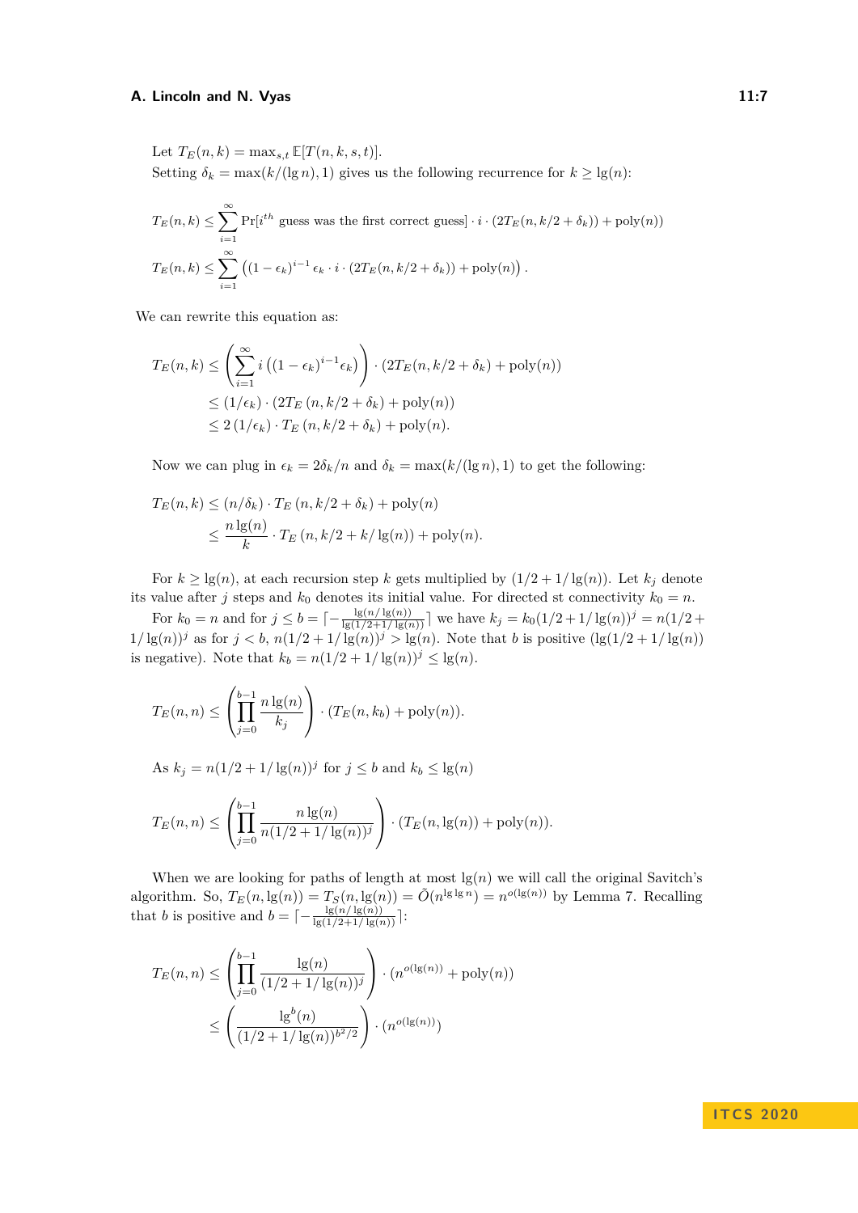Let $T_E(n,k) = \max_{s,t} \mathbb{E}[T(n,k,s,t)]$.

Setting $\delta_k = \max(k/(\lg n), 1)$ gives us the following recurrence for $k \geq \lg(n)$:

$$T_E(n,k) \leq \sum_{i=1}^{\infty} \Pr[i^{th} \text{ guess was the first correct guess}] \cdot i \cdot (2T_E(n, k/2 + \delta_k)) + \text{poly}(n))$$

$$T_E(n,k) \leq \sum_{i=1}^{\infty} \left( (1-\epsilon_k)^{i-1} \epsilon_k \cdot i \cdot (2T_E(n, k/2 + \delta_k)) + \text{poly}(n) \right).$$

We can rewrite this equation as:

$$\begin{aligned}
T_E(n,k) &\leq \left( \sum_{i=1}^{\infty} i \left( (1-\epsilon_k)^{i-1} \epsilon_k \right) \right) \cdot (2T_E(n, k/2 + \delta_k) + \text{poly}(n)) \\
&\leq (1/\epsilon_k) \cdot (2T_E(n, k/2 + \delta_k) + \text{poly}(n)) \\
&\leq 2(1/\epsilon_k) \cdot T_E(n, k/2 + \delta_k) + \text{poly}(n).
\end{aligned}$$

Now we can plug in $\epsilon_k = 2\delta_k/n$ and $\delta_k = \max(k/(\lg n), 1)$ to get the following:

$$\begin{aligned}
T_E(n,k) &\leq (n/\delta_k) \cdot T_E(n, k/2 + \delta_k) + \text{poly}(n) \\
&\leq \frac{n \lg(n)}{k} \cdot T_E(n, k/2 + k/\lg(n)) + \text{poly}(n).
\end{aligned}$$

For $k \geq \lg(n)$, at each recursion step $k$ gets multiplied by $(1/2 + 1/\lg(n))$. Let $k_j$ denote its value after $j$ steps and $k_0$ denotes its initial value. For directed st connectivity $k_0 = n$.

For $k_0 = n$ and for $j \leq b = \lceil -\frac{\lg(n/\lg(n))}{\lg(1/2+1/\lg(n))} \rceil$ we have $k_j = k_0(1/2 + 1/\lg(n))^j = n(1/2 + 1/\lg(n))^j$ as for $j < b$, $n(1/2 + 1/\lg(n))^j > \lg(n)$. Note that $b$ is positive ($\lg(1/2 + 1/\lg(n))$ is negative). Note that $k_b = n(1/2 + 1/\lg(n))^j \leq \lg(n)$.

$$T_E(n,n) \leq \left( \prod_{j=0}^{b-1} \frac{n \lg(n)}{k_j} \right) \cdot (T_E(n, k_b) + \text{poly}(n)).$$

As $k_j = n(1/2 + 1/\lg(n))^j$ for $j \leq b$ and $k_b \leq \lg(n)$

$$T_E(n,n) \leq \left( \prod_{j=0}^{b-1} \frac{n \lg(n)}{n(1/2 + 1/\lg(n))^j} \right) \cdot (T_E(n, \lg(n)) + \text{poly}(n)).$$

When we are looking for paths of length at most $\lg(n)$ we will call the original Savitch's algorithm. So, $T_E(n, \lg(n)) = T_S(n, \lg(n)) = \tilde{O}(n^{\lg \lg n}) = n^{o(\lg(n))}$ by Lemma 7. Recalling that $b$ is positive and $b = \lceil -\frac{\lg(n/\lg(n))}{\lg(1/2+1/\lg(n))} \rceil$:

$$\begin{aligned}
T_E(n,n) &\leq \left( \prod_{j=0}^{b-1} \frac{\lg(n)}{(1/2 + 1/\lg(n))^j} \right) \cdot (n^{o(\lg(n))} + \text{poly}(n)) \\
&\leq \left( \frac{\lg^b(n)}{(1/2 + 1/\lg(n))^{b^2/2}} \right) \cdot (n^{o(\lg(n))})
\end{aligned}$$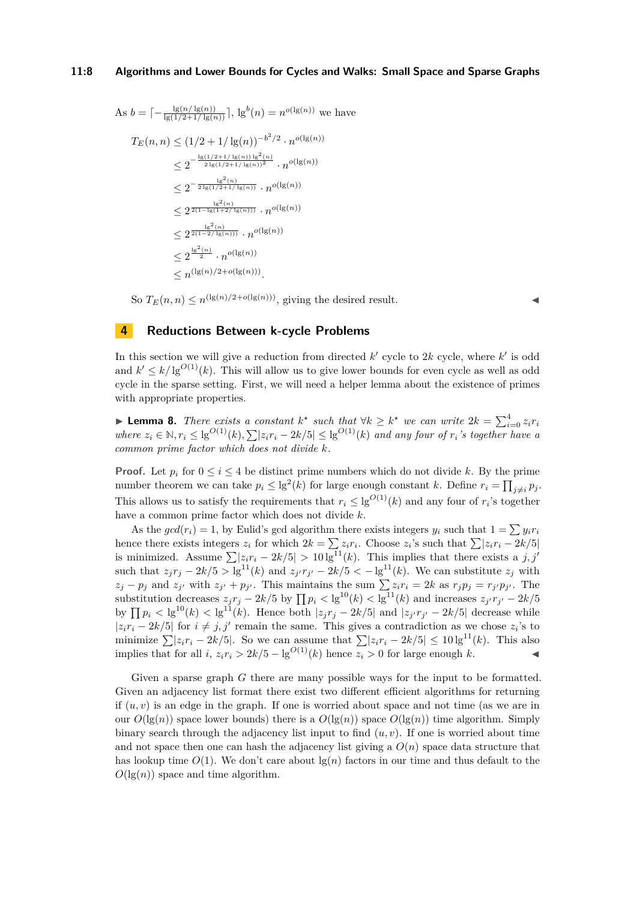As $b = \lceil -\frac{\lg(n/\lg(n))}{\lg(1/2+1/\lg(n))} \rceil$, $\lg^b(n) = n^{o(\lg(n))}$ we have

$$
\begin{aligned}
T_E(n,n) &\le (1/2 + 1/\lg(n))^{-b^2/2} \cdot n^{o(\lg(n))} \\
&\le 2^{-\frac{\lg(1/2+1/\lg(n))\lg^2(n)}{2\lg(1/2+1/\lg(n))^2}} \cdot n^{o(\lg(n))} \\
&\le 2^{-\frac{\lg^2(n)}{2\lg(1/2+1/\lg(n))}} \cdot n^{o(\lg(n))} \\
&\le 2^{\frac{\lg^2(n)}{2(1-\lg(1+2/\lg(n)))}} \cdot n^{o(\lg(n))} \\
&\le 2^{\frac{\lg^2(n)}{2(1-2/\lg(n)))}} \cdot n^{o(\lg(n))} \\
&\le 2^{\frac{\lg^2(n)}{2}} \cdot n^{o(\lg(n))} \\
&\le n^{(\lg(n)/2+o(\lg(n)))}.
\end{aligned}
$$

So $T_E(n,n) \le n^{(\lg(n)/2+o(\lg(n)))}$, giving the desired result. ◀

# 4 Reductions Between k-cycle Problems

In this section we will give a reduction from directed $k'$ cycle to $2k$ cycle, where $k'$ is odd and $k' \le k/\lg^{O(1)}(k)$. This will allow us to give lower bounds for even cycle as well as odd cycle in the sparse setting. First, we will need a helper lemma about the existence of primes with appropriate properties.

▶ **Lemma 8.** *There exists a constant $k^\star$ such that $\forall k \ge k^\star$ we can write $2k = \sum_{i=0}^{4} z_i r_i$ where $z_i \in \mathbb{N}, r_i \le \lg^{O(1)}(k), \sum |z_i r_i - 2k/5| \le \lg^{O(1)}(k)$ and any four of $r_i$'s together have a common prime factor which does not divide $k$.*

**Proof.** Let $p_i$ for $0 \le i \le 4$ be distinct prime numbers which do not divide $k$. By the prime number theorem we can take $p_i \le \lg^2(k)$ for large enough constant $k$. Define $r_i = \prod_{j \ne i} p_j$. This allows us to satisfy the requirements that $r_i \le \lg^{O(1)}(k)$ and any four of $r_i$'s together have a common prime factor which does not divide $k$.

As the $gcd(r_i) = 1$, by Eulid's gcd algorithm there exists integers $y_i$ such that $1 = \sum y_i r_i$ hence there exists integers $z_i$ for which $2k = \sum z_i r_i$. Choose $z_i$'s such that $\sum |z_i r_i - 2k/5|$ is minimized. Assume $\sum |z_i r_i - 2k/5| > 10\lg^{11}(k)$. This implies that there exists a $j, j'$ such that $z_j r_j - 2k/5 > \lg^{11}(k)$ and $z_{j'} r_{j'} - 2k/5 < -\lg^{11}(k)$. We can substitute $z_j$ with $z_j - p_j$ and $z_{j'}$ with $z_{j'} + p_{j'}$. This maintains the sum $\sum z_i r_i = 2k$ as $r_j p_j = r_{j'} p_{j'}$. The substitution decreases $z_j r_j - 2k/5$ by $\prod p_i < \lg^{10}(k) < \lg^{11}(k)$ and increases $z_{j'} r_{j'} - 2k/5$ by $\prod p_i < \lg^{10}(k) < \lg^{11}(k)$. Hence both $|z_j r_j - 2k/5|$ and $|z_{j'} r_{j'} - 2k/5|$ decrease while $|z_i r_i - 2k/5|$ for $i \ne j, j'$ remain the same. This gives a contradiction as we chose $z_i$'s to minimize $\sum |z_i r_i - 2k/5|$. So we can assume that $\sum |z_i r_i - 2k/5| \le 10\lg^{11}(k)$. This also implies that for all $i$, $z_i r_i > 2k/5 - \lg^{O(1)}(k)$ hence $z_i > 0$ for large enough $k$. ◀

Given a sparse graph $G$ there are many possible ways for the input to be formatted. Given an adjacency list format there exist two different efficient algorithms for returning if $(u, v)$ is an edge in the graph. If one is worried about space and not time (as we are in our $O(\lg(n))$ space lower bounds) there is a $O(\lg(n))$ space $O(\lg(n))$ time algorithm. Simply binary search through the adjacency list input to find $(u, v)$. If one is worried about time and not space then one can hash the adjacency list giving a $O(n)$ space data structure that has lookup time $O(1)$. We don't care about $\lg(n)$ factors in our time and thus default to the $O(\lg(n))$ space and time algorithm.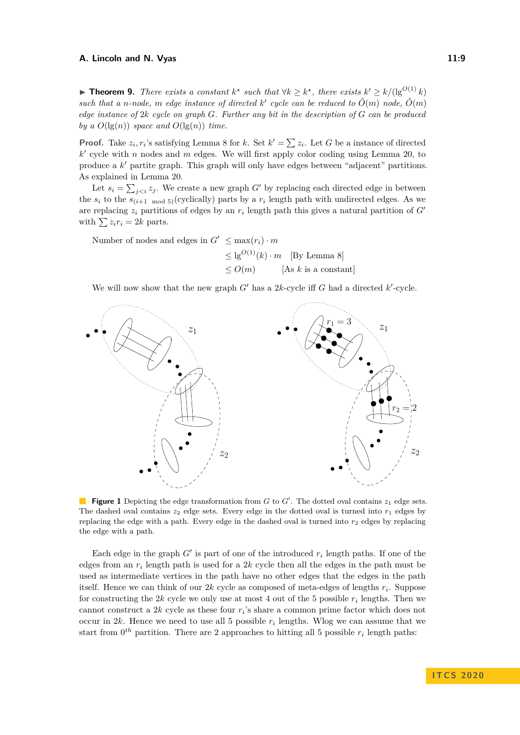▶ **Theorem 9.** *There exists a constant $k^\star$ such that $\forall k \geq k^\star$, there exists $k' \geq k/(\lg^{O(1)} k)$ such that a $n$-node, $m$ edge instance of directed $k'$ cycle can be reduced to $\tilde{O}(m)$ node, $\tilde{O}(m)$ edge instance of $2k$ cycle on graph $G$. Further any bit in the description of $G$ can be produced by a $O(\lg(n))$ space and $O(\lg(n))$ time.*

**Proof.** Take $z_i, r_i$'s satisfying Lemma 8 for $k$. Set $k' = \sum z_i$. Let $G$ be a instance of directed $k'$ cycle with $n$ nodes and $m$ edges. We will first apply color coding using Lemma 20, to produce a $k'$ partite graph. This graph will only have edges between "adjacent" partitions. As explained in Lemma 20.

Let $s_i = \sum_{j<i} z_j$. We create a new graph $G'$ by replacing each directed edge in between the $s_i$ to the $s_{(i+1 \mod 5)}$(cyclically) parts by a $r_i$ length path with undirected edges. As we are replacing $z_i$ partitions of edges by an $r_i$ length path this gives a natural partition of $G'$ with $\sum z_i r_i = 2k$ parts.

$$
\begin{aligned}
\text{Number of nodes and edges in } G' &\leq \max(r_i) \cdot m \\
&\leq \lg^{O(1)}(k) \cdot m \quad \text{[By Lemma 8]} \\
&\leq O(m) \qquad \text{[As } k \text{ is a constant]}
\end{aligned}
$$

We will now show that the new graph $G'$ has a $2k$-cycle iff $G$ had a directed $k'$-cycle.

**Figure 1** Depicting the edge transformation from $G$ to $G'$. The dotted oval contains $z_1$ edge sets. The dashed oval contains $z_2$ edge sets. Every edge in the dotted oval is turned into $r_1$ edges by replacing the edge with a path. Every edge in the dashed oval is turned into $r_2$ edges by replacing the edge with a path.

Each edge in the graph $G'$ is part of one of the introduced $r_i$ length paths. If one of the edges from an $r_i$ length path is used for a $2k$ cycle then all the edges in the path must be used as intermediate vertices in the path have no other edges that the edges in the path itself. Hence we can think of our $2k$ cycle as composed of meta-edges of lengths $r_i$. Suppose for constructing the $2k$ cycle we only use at most 4 out of the 5 possible $r_i$ lengths. Then we cannot construct a $2k$ cycle as these four $r_i$'s share a common prime factor which does not occur in $2k$. Hence we need to use all 5 possible $r_i$ lengths. Wlog we can assume that we start from $0^{th}$ partition. There are 2 approaches to hitting all 5 possible $r_i$ length paths: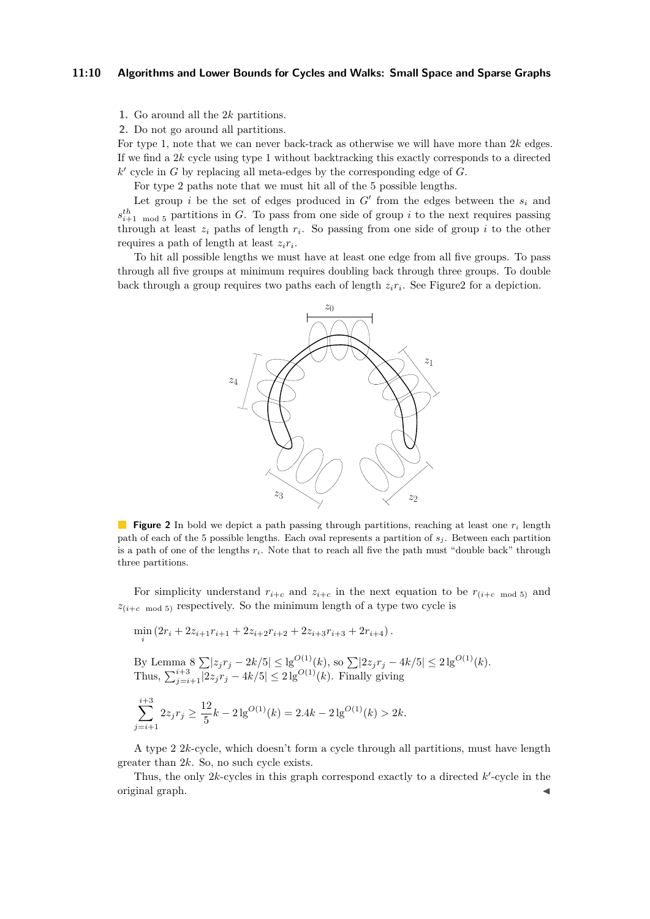1. Go around all the $2k$ partitions.
2. Do not go around all partitions.

For type 1, note that we can never back-track as otherwise we will have more than $2k$ edges. If we find a $2k$ cycle using type 1 without backtracking this exactly corresponds to a directed $k'$ cycle in $G$ by replacing all meta-edges by the corresponding edge of $G$.

For type 2 paths note that we must hit all of the 5 possible lengths.

Let group $i$ be the set of edges produced in $G'$ from the edges between the $s_i$ and $s_{i+1 \mod 5}^{th}$ partitions in $G$. To pass from one side of group $i$ to the next requires passing through at least $z_i$ paths of length $r_i$. So passing from one side of group $i$ to the other requires a path of length at least $z_i r_i$.

To hit all possible lengths we must have at least one edge from all five groups. To pass through all five groups at minimum requires doubling back through three groups. To double back through a group requires two paths each of length $z_i r_i$. See Figure2 for a depiction.

**Figure 2** In bold we depict a path passing through partitions, reaching at least one $r_i$ length path of each of the 5 possible lengths. Each oval represents a partition of $s_j$. Between each partition is a path of one of the lengths $r_i$. Note that to reach all five the path must "double back" through three partitions.

For simplicity understand $r_{i+c}$ and $z_{i+c}$ in the next equation to be $r_{(i+c \mod 5)}$ and $z_{(i+c \mod 5)}$ respectively. So the minimum length of a type two cycle is

$$\min_i \left(2r_i + 2z_{i+1}r_{i+1} + 2z_{i+2}r_{i+2} + 2z_{i+3}r_{i+3} + 2r_{i+4}\right).$$

By Lemma 8 $\sum|z_j r_j - 2k/5| \leq \lg^{O(1)}(k)$, so $\sum|2z_j r_j - 4k/5| \leq 2\lg^{O(1)}(k)$. Thus, $\sum_{j=i+1}^{i+3}|2z_j r_j - 4k/5| \leq 2\lg^{O(1)}(k)$. Finally giving

$$\sum_{j=i+1}^{i+3} 2z_j r_j \geq \frac{12}{5}k - 2\lg^{O(1)}(k) = 2.4k - 2\lg^{O(1)}(k) > 2k.$$

A type 2 $2k$-cycle, which doesn't form a cycle through all partitions, must have length greater than $2k$. So, no such cycle exists.

Thus, the only $2k$-cycles in this graph correspond exactly to a directed $k'$-cycle in the original graph. ◀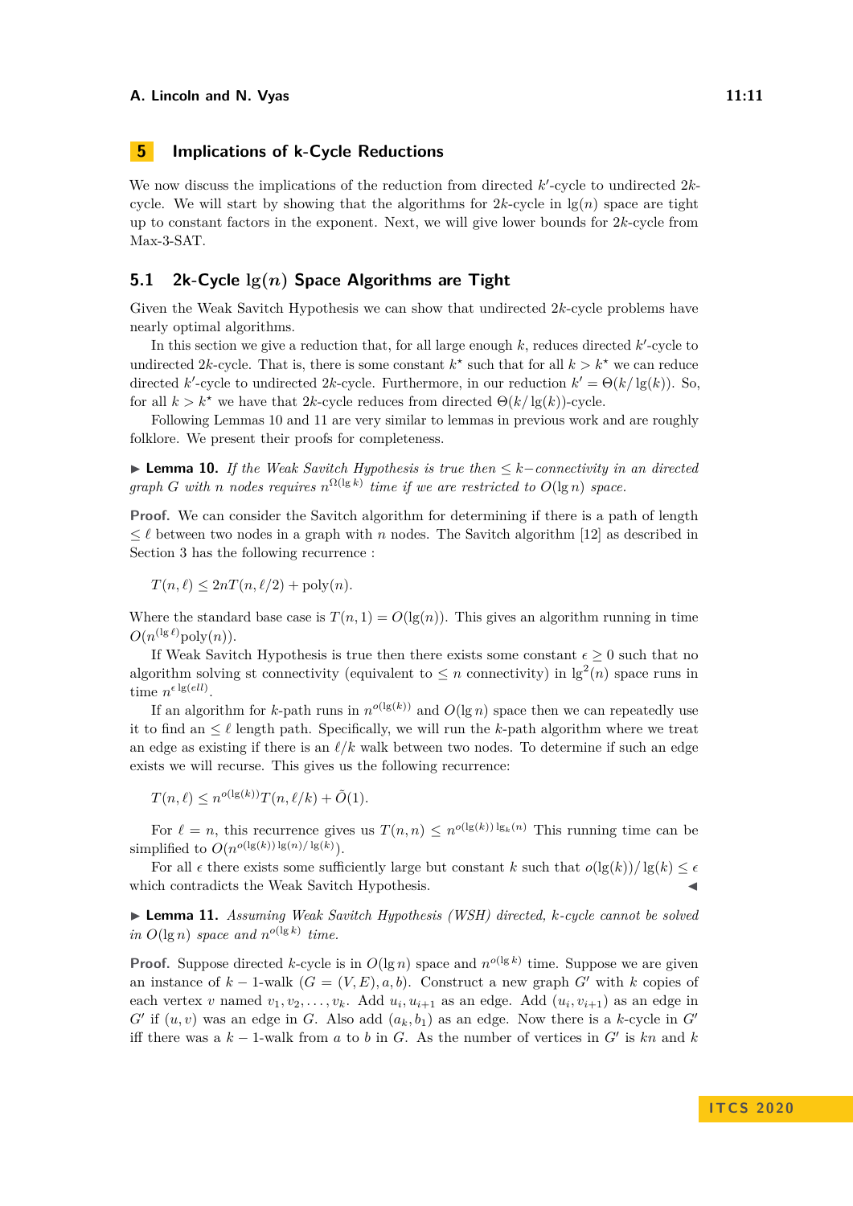## 5 Implications of k-Cycle Reductions

We now discuss the implications of the reduction from directed $k'$-cycle to undirected $2k$-cycle. We will start by showing that the algorithms for $2k$-cycle in $\lg(n)$ space are tight up to constant factors in the exponent. Next, we will give lower bounds for $2k$-cycle from Max-3-SAT.

### 5.1 2k-Cycle $\lg(n)$ Space Algorithms are Tight

Given the Weak Savitch Hypothesis we can show that undirected $2k$-cycle problems have nearly optimal algorithms.

In this section we give a reduction that, for all large enough $k$, reduces directed $k'$-cycle to undirected $2k$-cycle. That is, there is some constant $k^\star$ such that for all $k > k^\star$ we can reduce directed $k'$-cycle to undirected $2k$-cycle. Furthermore, in our reduction $k' = \Theta(k/\lg(k))$. So, for all $k > k^\star$ we have that $2k$-cycle reduces from directed $\Theta(k/\lg(k))$-cycle.

Following Lemmas 10 and 11 are very similar to lemmas in previous work and are roughly folklore. We present their proofs for completeness.

▶ **Lemma 10.** *If the Weak Savitch Hypothesis is true then $\leq k-$connectivity in an directed graph $G$ with $n$ nodes requires $n^{\Omega(\lg k)}$ time if we are restricted to $O(\lg n)$ space.*

**Proof.** We can consider the Savitch algorithm for determining if there is a path of length $\leq \ell$ between two nodes in a graph with $n$ nodes. The Savitch algorithm [12] as described in Section 3 has the following recurrence :

$$T(n, \ell) \leq 2nT(n, \ell/2) + \text{poly}(n).$$

Where the standard base case is $T(n, 1) = O(\lg(n))$. This gives an algorithm running in time $O(n^{(\lg \ell)}\text{poly}(n))$.

If Weak Savitch Hypothesis is true then there exists some constant $\epsilon \geq 0$ such that no algorithm solving st connectivity (equivalent to $\leq n$ connectivity) in $\lg^2(n)$ space runs in time $n^{\epsilon \lg(ell)}$.

If an algorithm for $k$-path runs in $n^{o(\lg(k))}$ and $O(\lg n)$ space then we can repeatedly use it to find an $\leq \ell$ length path. Specifically, we will run the $k$-path algorithm where we treat an edge as existing if there is an $\ell/k$ walk between two nodes. To determine if such an edge exists we will recurse. This gives us the following recurrence:

$$T(n, \ell) \leq n^{o(\lg(k))}T(n, \ell/k) + \tilde{O}(1).$$

For $\ell = n$, this recurrence gives us $T(n, n) \leq n^{o(\lg(k)) \lg_k(n)}$ This running time can be simplified to $O(n^{o(\lg(k)) \lg(n)/\lg(k)})$.

For all $\epsilon$ there exists some sufficiently large but constant $k$ such that $o(\lg(k))/\lg(k) \leq \epsilon$ which contradicts the Weak Savitch Hypothesis. ◀

▶ **Lemma 11.** *Assuming Weak Savitch Hypothesis (WSH) directed, $k$-cycle cannot be solved in $O(\lg n)$ space and $n^{o(\lg k)}$ time.*

**Proof.** Suppose directed $k$-cycle is in $O(\lg n)$ space and $n^{o(\lg k)}$ time. Suppose we are given an instance of $k-1$-walk $(G = (V, E), a, b)$. Construct a new graph $G'$ with $k$ copies of each vertex $v$ named $v_1, v_2, \ldots, v_k$. Add $u_i, u_{i+1}$ as an edge. Add $(u_i, v_{i+1})$ as an edge in $G'$ if $(u, v)$ was an edge in $G$. Also add $(a_k, b_1)$ as an edge. Now there is a $k$-cycle in $G'$ iff there was a $k-1$-walk from $a$ to $b$ in $G$. As the number of vertices in $G'$ is $kn$ and $k$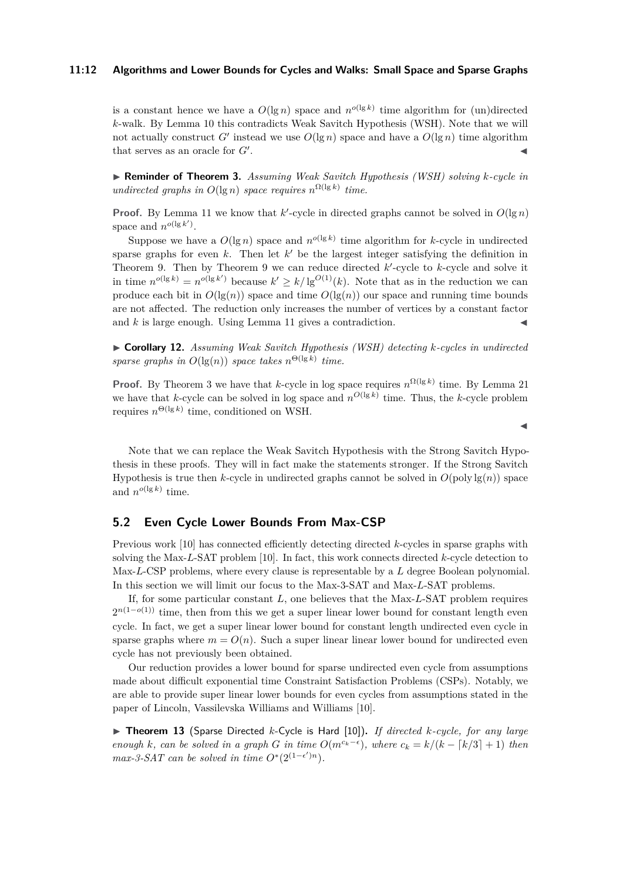is a constant hence we have a $O(\lg n)$ space and $n^{o(\lg k)}$ time algorithm for (un)directed $k$-walk. By Lemma 10 this contradicts Weak Savitch Hypothesis (WSH). Note that we will not actually construct $G'$ instead we use $O(\lg n)$ space and have a $O(\lg n)$ time algorithm that serves as an oracle for $G'$. ◀

▶ **Reminder of Theorem 3.** *Assuming Weak Savitch Hypothesis (WSH) solving $k$-cycle in undirected graphs in $O(\lg n)$ space requires $n^{\Omega(\lg k)}$ time.*

**Proof.** By Lemma 11 we know that $k'$-cycle in directed graphs cannot be solved in $O(\lg n)$ space and $n^{o(\lg k')}$.

Suppose we have a $O(\lg n)$ space and $n^{o(\lg k)}$ time algorithm for $k$-cycle in undirected sparse graphs for even $k$. Then let $k'$ be the largest integer satisfying the definition in Theorem 9. Then by Theorem 9 we can reduce directed $k'$-cycle to $k$-cycle and solve it in time $n^{o(\lg k)} = n^{o(\lg k')}$ because $k' \geq k/\lg^{O(1)}(k)$. Note that as in the reduction we can produce each bit in $O(\lg(n))$ space and time $O(\lg(n))$ our space and running time bounds are not affected. The reduction only increases the number of vertices by a constant factor and $k$ is large enough. Using Lemma 11 gives a contradiction. ◀

▶ **Corollary 12.** *Assuming Weak Savitch Hypothesis (WSH) detecting $k$-cycles in undirected sparse graphs in $O(\lg(n))$ space takes $n^{\Theta(\lg k)}$ time.*

**Proof.** By Theorem 3 we have that $k$-cycle in log space requires $n^{\Omega(\lg k)}$ time. By Lemma 21 we have that $k$-cycle can be solved in log space and $n^{O(\lg k)}$ time. Thus, the $k$-cycle problem requires $n^{\Theta(\lg k)}$ time, conditioned on WSH. ◀

Note that we can replace the Weak Savitch Hypothesis with the Strong Savitch Hypothesis in these proofs. They will in fact make the statements stronger. If the Strong Savitch Hypothesis is true then $k$-cycle in undirected graphs cannot be solved in $O(\text{poly}\lg(n))$ space and $n^{o(\lg k)}$ time.

## 5.2 Even Cycle Lower Bounds From Max-CSP

Previous work [10] has connected efficiently detecting directed $k$-cycles in sparse graphs with solving the Max-$L$-SAT problem [10]. In fact, this work connects directed $k$-cycle detection to Max-$L$-CSP problems, where every clause is representable by a $L$ degree Boolean polynomial. In this section we will limit our focus to the Max-3-SAT and Max-$L$-SAT problems.

If, for some particular constant $L$, one believes that the Max-$L$-SAT problem requires $2^{n(1-o(1))}$ time, then from this we get a super linear lower bound for constant length even cycle. In fact, we get a super linear lower bound for constant length undirected even cycle in sparse graphs where $m = O(n)$. Such a super linear linear lower bound for undirected even cycle has not previously been obtained.

Our reduction provides a lower bound for sparse undirected even cycle from assumptions made about difficult exponential time Constraint Satisfaction Problems (CSPs). Notably, we are able to provide super linear lower bounds for even cycles from assumptions stated in the paper of Lincoln, Vassilevska Williams and Williams [10].

▶ **Theorem 13** (Sparse Directed $k$-Cycle is Hard [10])**.** *If directed $k$-cycle, for any large enough $k$, can be solved in a graph $G$ in time $O(m^{c_k-\epsilon})$, where $c_k = k/(k - \lceil k/3 \rceil + 1)$ then max-3-SAT can be solved in time $O^*(2^{(1-\epsilon')n})$.*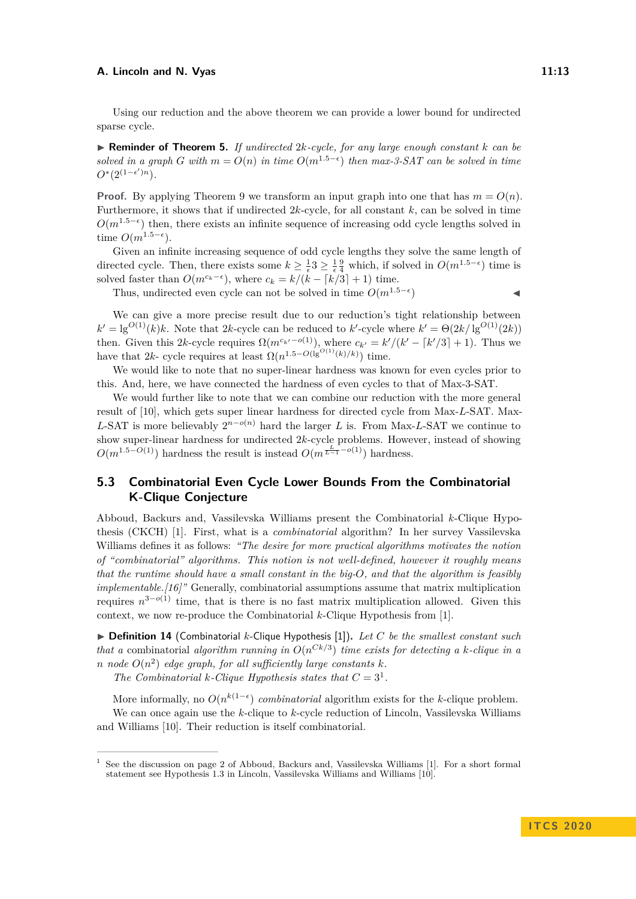Using our reduction and the above theorem we can provide a lower bound for undirected sparse cycle.

▶ **Reminder of Theorem 5.** *If undirected $2k$-cycle, for any large enough constant $k$ can be solved in a graph $G$ with $m = O(n)$ in time $O(m^{1.5-\epsilon})$ then max-3-SAT can be solved in time $O^*(2^{(1-\epsilon')n})$.*

**Proof.** By applying Theorem 9 we transform an input graph into one that has $m = O(n)$. Furthermore, it shows that if undirected $2k$-cycle, for all constant $k$, can be solved in time $O(m^{1.5-\epsilon})$ then, there exists an infinite sequence of increasing odd cycle lengths solved in time $O(m^{1.5-\epsilon})$.

Given an infinite increasing sequence of odd cycle lengths they solve the same length of directed cycle. Then, there exists some $k \geq \frac{1}{\epsilon}3 \geq \frac{1}{\epsilon}\frac{9}{4}$ which, if solved in $O(m^{1.5-\epsilon})$ time is solved faster than $O(m^{c_k-\epsilon})$, where $c_k = k/(k - \lceil k/3 \rceil + 1)$ time.

Thus, undirected even cycle can not be solved in time $O(m^{1.5-\epsilon})$ ◀

We can give a more precise result due to our reduction's tight relationship between $k' = \lg^{O(1)}(k)k$. Note that $2k$-cycle can be reduced to $k'$-cycle where $k' = \Theta(2k/\lg^{O(1)}(2k))$ then. Given this $2k$-cycle requires $\Omega(m^{c_{k'}-o(1)})$, where $c_{k'} = k'/(k' - \lceil k'/3 \rceil + 1)$. Thus we have that $2k$- cycle requires at least $\Omega(n^{1.5-O(\lg^{O(1)}(k)/k)})$ time.

We would like to note that no super-linear hardness was known for even cycles prior to this. And, here, we have connected the hardness of even cycles to that of Max-3-SAT.

We would further like to note that we can combine our reduction with the more general result of [10], which gets super linear hardness for directed cycle from Max-$L$-SAT. Max-$L$-SAT is more believably $2^{n-o(n)}$ hard the larger $L$ is. From Max-$L$-SAT we continue to show super-linear hardness for undirected $2k$-cycle problems. However, instead of showing $O(m^{1.5-O(1)})$ hardness the result is instead $O(m^{\frac{L}{L-1}-o(1)})$ hardness.

## 5.3 Combinatorial Even Cycle Lower Bounds From the Combinatorial K-Clique Conjecture

Abboud, Backurs and, Vassilevska Williams present the Combinatorial $k$-Clique Hypothesis (CKCH) [1]. First, what is a *combinatorial* algorithm? In her survey Vassilevska Williams defines it as follows: *"The desire for more practical algorithms motivates the notion of "combinatorial" algorithms. This notion is not well-defined, however it roughly means that the runtime should have a small constant in the big-O, and that the algorithm is feasibly implementable.[16]"* Generally, combinatorial assumptions assume that matrix multiplication requires $n^{3-o(1)}$ time, that is there is no fast matrix multiplication allowed. Given this context, we now re-produce the Combinatorial $k$-Clique Hypothesis from [1].

▶ **Definition 14** (Combinatorial $k$-Clique Hypothesis [1])**.** *Let $C$ be the smallest constant such that a* combinatorial *algorithm running in $O(n^{Ck/3})$ time exists for detecting a $k$-clique in a $n$ node $O(n^2)$ edge graph, for all sufficiently large constants $k$.*

*The Combinatorial $k$-Clique Hypothesis states that $C = 3$*[1].

More informally, no $O(n^{k(1-\epsilon)})$ *combinatorial* algorithm exists for the $k$-clique problem.

We can once again use the $k$-clique to $k$-cycle reduction of Lincoln, Vassilevska Williams and Williams [10]. Their reduction is itself combinatorial.

---

[1] See the discussion on page 2 of Abboud, Backurs and, Vassilevska Williams [1]. For a short formal statement see Hypothesis 1.3 in Lincoln, Vassilevska Williams and Williams [10].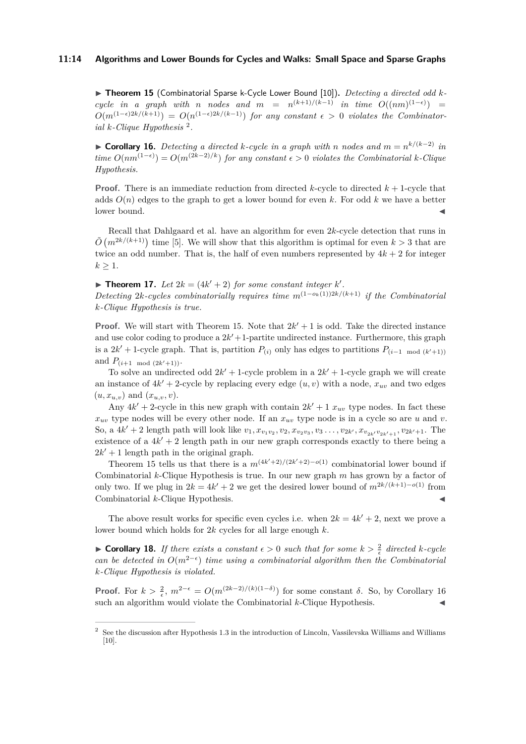▶ **Theorem 15** (Combinatorial Sparse k-Cycle Lower Bound [10])**.** *Detecting a directed odd $k$-cycle in a graph with $n$ nodes and $m = n^{(k+1)/(k-1)}$ in time $O((nm)^{(1-\epsilon)}) = O(m^{(1-\epsilon)2k/(k+1)}) = O(n^{(1-\epsilon)2k/(k-1)})$ for any constant $\epsilon > 0$ violates the Combinatorial $k$-Clique Hypothesis* [2].

▶ **Corollary 16.** *Detecting a directed $k$-cycle in a graph with $n$ nodes and $m = n^{k/(k-2)}$ in time $O(nm^{(1-\epsilon)}) = O(m^{(2k-2)/k})$ for any constant $\epsilon > 0$ violates the Combinatorial $k$-Clique Hypothesis.*

**Proof.** There is an immediate reduction from directed $k$-cycle to directed $k+1$-cycle that adds $O(n)$ edges to the graph to get a lower bound for even $k$. For odd $k$ we have a better lower bound. ◀

Recall that Dahlgaard et al. have an algorithm for even $2k$-cycle detection that runs in $\tilde{O}\left(m^{2k/(k+1)}\right)$ time [5]. We will show that this algorithm is optimal for even $k > 3$ that are twice an odd number. That is, the half of even numbers represented by $4k+2$ for integer $k \geq 1$.

▶ **Theorem 17.** *Let $2k = (4k' + 2)$ for some constant integer $k'$.*
*Detecting $2k$-cycles combinatorially requires time $m^{(1-o_k(1))2k/(k+1)}$ if the Combinatorial $k$-Clique Hypothesis is true.*

**Proof.** We will start with Theorem 15. Note that $2k'+1$ is odd. Take the directed instance and use color coding to produce a $2k'+1$-partite undirected instance. Furthermore, this graph is a $2k'+1$-cycle graph. That is, partition $P_{(i)}$ only has edges to partitions $P_{(i-1 \mod (k'+1))}$ and $P_{(i+1 \mod (2k'+1))}$.

To solve an undirected odd $2k'+1$-cycle problem in a $2k'+1$-cycle graph we will create an instance of $4k'+2$-cycle by replacing every edge $(u, v)$ with a node, $x_{uv}$ and two edges $(u, x_{u,v})$ and $(x_{u,v}, v)$.

Any $4k'+2$-cycle in this new graph with contain $2k'+1$ $x_{uv}$ type nodes. In fact these $x_{uv}$ type nodes will be every other node. If an $x_{uv}$ type node is in a cycle so are $u$ and $v$. So, a $4k'+2$ length path will look like $v_1, x_{v_1 v_2}, v_2, x_{v_2 v_3}, v_3 \ldots, v_{2k'}, x_{v_{2k'} v_{2k'+1}}, v_{2k'+1}$. The existence of a $4k'+2$ length path in our new graph corresponds exactly to there being a $2k'+1$ length path in the original graph.

Theorem 15 tells us that there is a $m^{(4k'+2)/(2k'+2)-o(1)}$ combinatorial lower bound if Combinatorial $k$-Clique Hypothesis is true. In our new graph $m$ has grown by a factor of only two. If we plug in $2k = 4k'+2$ we get the desired lower bound of $m^{2k/(k+1)-o(1)}$ from Combinatorial $k$-Clique Hypothesis. ◀

The above result works for specific even cycles i.e. when $2k = 4k'+2$, next we prove a lower bound which holds for $2k$ cycles for all large enough $k$.

▶ **Corollary 18.** *If there exists a constant $\epsilon > 0$ such that for some $k > \frac{2}{\epsilon}$ directed $k$-cycle can be detected in $O(m^{2-\epsilon})$ time using a combinatorial algorithm then the Combinatorial $k$-Clique Hypothesis is violated.*

**Proof.** For $k > \frac{2}{\epsilon}$, $m^{2-\epsilon} = O(m^{(2k-2)/(k)(1-\delta)})$ for some constant $\delta$. So, by Corollary 16 such an algorithm would violate the Combinatorial $k$-Clique Hypothesis. ◀

---

[2] See the discussion after Hypothesis 1.3 in the introduction of Lincoln, Vassilevska Williams and Williams [10].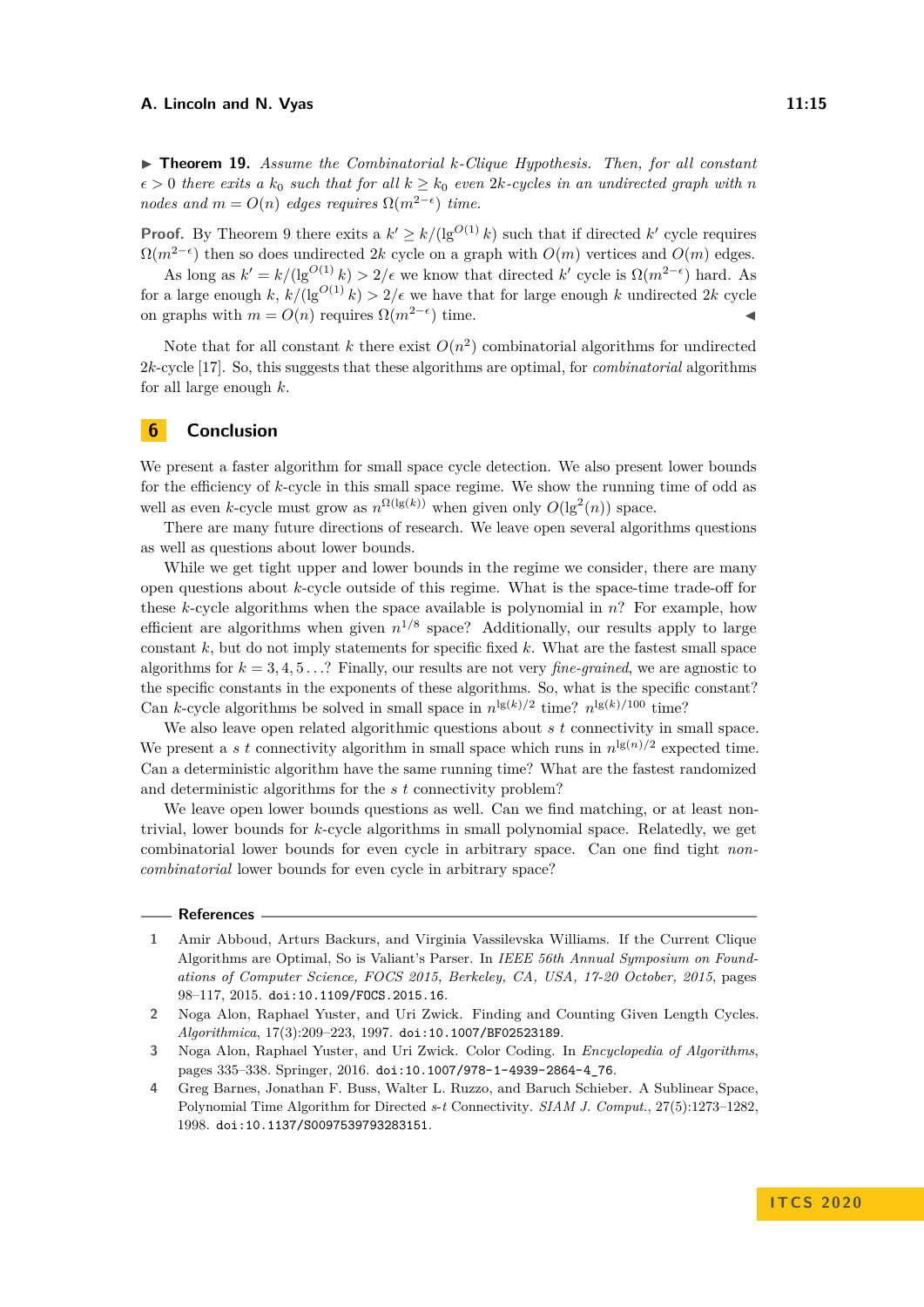▶ **Theorem 19.** *Assume the Combinatorial $k$-Clique Hypothesis. Then, for all constant $\epsilon > 0$ there exits a $k_0$ such that for all $k \geq k_0$ even $2k$-cycles in an undirected graph with $n$ nodes and $m = O(n)$ edges requires $\Omega(m^{2-\epsilon})$ time.*

**Proof.** By Theorem 9 there exits a $k' \geq k/(\lg^{O(1)} k)$ such that if directed $k'$ cycle requires $\Omega(m^{2-\epsilon})$ then so does undirected $2k$ cycle on a graph with $O(m)$ vertices and $O(m)$ edges.

As long as $k' = k/(\lg^{O(1)} k) > 2/\epsilon$ we know that directed $k'$ cycle is $\Omega(m^{2-\epsilon})$ hard. As for a large enough $k$, $k/(\lg^{O(1)} k) > 2/\epsilon$ we have that for large enough $k$ undirected $2k$ cycle on graphs with $m = O(n)$ requires $\Omega(m^{2-\epsilon})$ time. ◀

Note that for all constant $k$ there exist $O(n^2)$ combinatorial algorithms for undirected $2k$-cycle [17]. So, this suggests that these algorithms are optimal, for *combinatorial* algorithms for all large enough $k$.

## 6 Conclusion

We present a faster algorithm for small space cycle detection. We also present lower bounds for the efficiency of $k$-cycle in this small space regime. We show the running time of odd as well as even $k$-cycle must grow as $n^{\Omega(\lg(k))}$ when given only $O(\lg^2(n))$ space.

There are many future directions of research. We leave open several algorithms questions as well as questions about lower bounds.

While we get tight upper and lower bounds in the regime we consider, there are many open questions about $k$-cycle outside of this regime. What is the space-time trade-off for these $k$-cycle algorithms when the space available is polynomial in $n$? For example, how efficient are algorithms when given $n^{1/8}$ space? Additionally, our results apply to large constant $k$, but do not imply statements for specific fixed $k$. What are the fastest small space algorithms for $k = 3, 4, 5 \ldots$? Finally, our results are not very *fine-grained*, we are agnostic to the specific constants in the exponents of these algorithms. So, what is the specific constant? Can $k$-cycle algorithms be solved in small space in $n^{\lg(k)/2}$ time? $n^{\lg(k)/100}$ time?

We also leave open related algorithmic questions about $s$ $t$ connectivity in small space. We present a $s$ $t$ connectivity algorithm in small space which runs in $n^{\lg(n)/2}$ expected time. Can a deterministic algorithm have the same running time? What are the fastest randomized and deterministic algorithms for the $s$ $t$ connectivity problem?

We leave open lower bounds questions as well. Can we find matching, or at least non-trivial, lower bounds for $k$-cycle algorithms in small polynomial space. Relatedly, we get combinatorial lower bounds for even cycle in arbitrary space. Can one find tight *non-combinatorial* lower bounds for even cycle in arbitrary space?

## References

1. Amir Abboud, Arturs Backurs, and Virginia Vassilevska Williams. If the Current Clique Algorithms are Optimal, So is Valiant's Parser. In *IEEE 56th Annual Symposium on Foundations of Computer Science, FOCS 2015, Berkeley, CA, USA, 17-20 October, 2015*, pages 98–117, 2015. doi:10.1109/FOCS.2015.16.
2. Noga Alon, Raphael Yuster, and Uri Zwick. Finding and Counting Given Length Cycles. *Algorithmica*, 17(3):209–223, 1997. doi:10.1007/BF02523189.
3. Noga Alon, Raphael Yuster, and Uri Zwick. Color Coding. In *Encyclopedia of Algorithms*, pages 335–338. Springer, 2016. doi:10.1007/978-1-4939-2864-4_76.
4. Greg Barnes, Jonathan F. Buss, Walter L. Ruzzo, and Baruch Schieber. A Sublinear Space, Polynomial Time Algorithm for Directed $s$-$t$ Connectivity. *SIAM J. Comput.*, 27(5):1273–1282, 1998. doi:10.1137/S0097539793283151.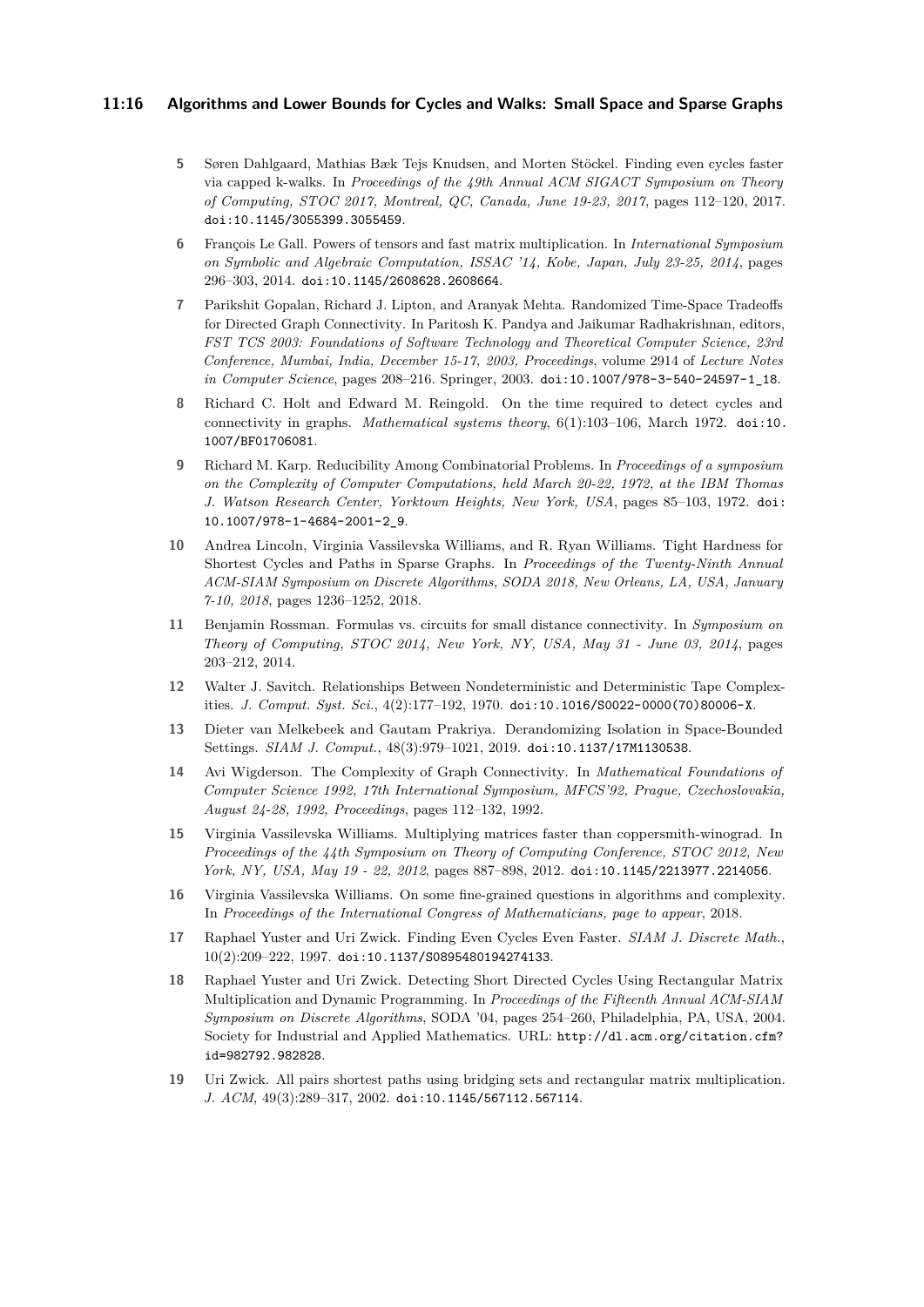5. Søren Dahlgaard, Mathias Bæk Tejs Knudsen, and Morten Stöckel. Finding even cycles faster via capped k-walks. In *Proceedings of the 49th Annual ACM SIGACT Symposium on Theory of Computing, STOC 2017, Montreal, QC, Canada, June 19-23, 2017*, pages 112–120, 2017. doi:10.1145/3055399.3055459.
6. François Le Gall. Powers of tensors and fast matrix multiplication. In *International Symposium on Symbolic and Algebraic Computation, ISSAC '14, Kobe, Japan, July 23-25, 2014*, pages 296–303, 2014. doi:10.1145/2608628.2608664.
7. Parikshit Gopalan, Richard J. Lipton, and Aranyak Mehta. Randomized Time-Space Tradeoffs for Directed Graph Connectivity. In Paritosh K. Pandya and Jaikumar Radhakrishnan, editors, *FST TCS 2003: Foundations of Software Technology and Theoretical Computer Science, 23rd Conference, Mumbai, India, December 15-17, 2003, Proceedings*, volume 2914 of *Lecture Notes in Computer Science*, pages 208–216. Springer, 2003. doi:10.1007/978-3-540-24597-1_18.
8. Richard C. Holt and Edward M. Reingold. On the time required to detect cycles and connectivity in graphs. *Mathematical systems theory*, 6(1):103–106, March 1972. doi:10.1007/BF01706081.
9. Richard M. Karp. Reducibility Among Combinatorial Problems. In *Proceedings of a symposium on the Complexity of Computer Computations, held March 20-22, 1972, at the IBM Thomas J. Watson Research Center, Yorktown Heights, New York, USA*, pages 85–103, 1972. doi:10.1007/978-1-4684-2001-2_9.
10. Andrea Lincoln, Virginia Vassilevska Williams, and R. Ryan Williams. Tight Hardness for Shortest Cycles and Paths in Sparse Graphs. In *Proceedings of the Twenty-Ninth Annual ACM-SIAM Symposium on Discrete Algorithms, SODA 2018, New Orleans, LA, USA, January 7-10, 2018*, pages 1236–1252, 2018.
11. Benjamin Rossman. Formulas vs. circuits for small distance connectivity. In *Symposium on Theory of Computing, STOC 2014, New York, NY, USA, May 31 - June 03, 2014*, pages 203–212, 2014.
12. Walter J. Savitch. Relationships Between Nondeterministic and Deterministic Tape Complexities. *J. Comput. Syst. Sci.*, 4(2):177–192, 1970. doi:10.1016/S0022-0000(70)80006-X.
13. Dieter van Melkebeek and Gautam Prakriya. Derandomizing Isolation in Space-Bounded Settings. *SIAM J. Comput.*, 48(3):979–1021, 2019. doi:10.1137/17M1130538.
14. Avi Wigderson. The Complexity of Graph Connectivity. In *Mathematical Foundations of Computer Science 1992, 17th International Symposium, MFCS'92, Prague, Czechoslovakia, August 24-28, 1992, Proceedings*, pages 112–132, 1992.
15. Virginia Vassilevska Williams. Multiplying matrices faster than coppersmith-winograd. In *Proceedings of the 44th Symposium on Theory of Computing Conference, STOC 2012, New York, NY, USA, May 19 - 22, 2012*, pages 887–898, 2012. doi:10.1145/2213977.2214056.
16. Virginia Vassilevska Williams. On some fine-grained questions in algorithms and complexity. In *Proceedings of the International Congress of Mathematicians, page to appear*, 2018.
17. Raphael Yuster and Uri Zwick. Finding Even Cycles Even Faster. *SIAM J. Discrete Math.*, 10(2):209–222, 1997. doi:10.1137/S0895480194274133.
18. Raphael Yuster and Uri Zwick. Detecting Short Directed Cycles Using Rectangular Matrix Multiplication and Dynamic Programming. In *Proceedings of the Fifteenth Annual ACM-SIAM Symposium on Discrete Algorithms*, SODA '04, pages 254–260, Philadelphia, PA, USA, 2004. Society for Industrial and Applied Mathematics. URL: http://dl.acm.org/citation.cfm?id=982792.982828.
19. Uri Zwick. All pairs shortest paths using bridging sets and rectangular matrix multiplication. *J. ACM*, 49(3):289–317, 2002. doi:10.1145/567112.567114.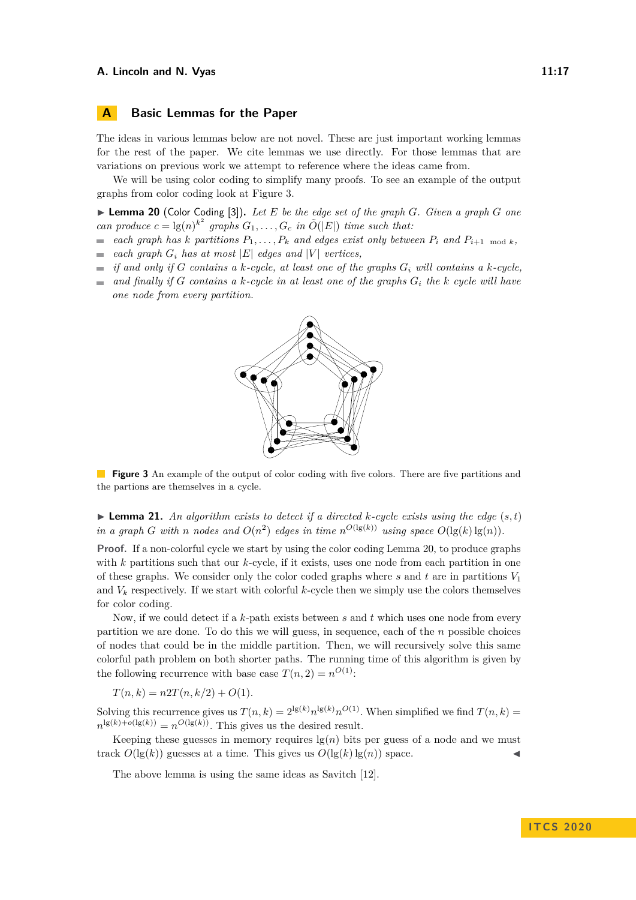## A Basic Lemmas for the Paper

The ideas in various lemmas below are not novel. These are just important working lemmas for the rest of the paper. We cite lemmas we use directly. For those lemmas that are variations on previous work we attempt to reference where the ideas came from.

We will be using color coding to simplify many proofs. To see an example of the output graphs from color coding look at Figure 3.

▶ **Lemma 20** (Color Coding [3]). *Let $E$ be the edge set of the graph $G$. Given a graph $G$ one can produce $c = \lg(n)^{k^2}$ graphs $G_1, \ldots, G_c$ in $\tilde{O}(|E|)$ time such that:*

- *each graph has $k$ partitions $P_1, \ldots, P_k$ and edges exist only between $P_i$ and $P_{i+1 \mod k}$,*
- *each graph $G_i$ has at most $|E|$ edges and $|V|$ vertices,*
- *if and only if $G$ contains a $k$-cycle, at least one of the graphs $G_i$ will contains a $k$-cycle,*
- *and finally if $G$ contains a $k$-cycle in at least one of the graphs $G_i$ the $k$ cycle will have one node from every partition.*

**Figure 3** An example of the output of color coding with five colors. There are five partitions and the partions are themselves in a cycle.

▶ **Lemma 21.** *An algorithm exists to detect if a directed $k$-cycle exists using the edge $(s, t)$ in a graph $G$ with $n$ nodes and $O(n^2)$ edges in time $n^{O(\lg(k))}$ using space $O(\lg(k)\lg(n))$.*

**Proof.** If a non-colorful cycle we start by using the color coding Lemma 20, to produce graphs with $k$ partitions such that our $k$-cycle, if it exists, uses one node from each partition in one of these graphs. We consider only the color coded graphs where $s$ and $t$ are in partitions $V_1$ and $V_k$ respectively. If we start with colorful $k$-cycle then we simply use the colors themselves for color coding.

Now, if we could detect if a $k$-path exists between $s$ and $t$ which uses one node from every partition we are done. To do this we will guess, in sequence, each of the $n$ possible choices of nodes that could be in the middle partition. Then, we will recursively solve this same colorful path problem on both shorter paths. The running time of this algorithm is given by the following recurrence with base case $T(n, 2) = n^{O(1)}$:

$$T(n, k) = n2T(n, k/2) + O(1).$$

Solving this recurrence gives us $T(n, k) = 2^{\lg(k)} n^{\lg(k)} n^{O(1)}$. When simplified we find $T(n, k) = n^{\lg(k)+o(\lg(k))} = n^{O(\lg(k))}$. This gives us the desired result.

Keeping these guesses in memory requires $\lg(n)$ bits per guess of a node and we must track $O(\lg(k))$ guesses at a time. This gives us $O(\lg(k)\lg(n))$ space. ◀

The above lemma is using the same ideas as Savitch [12].